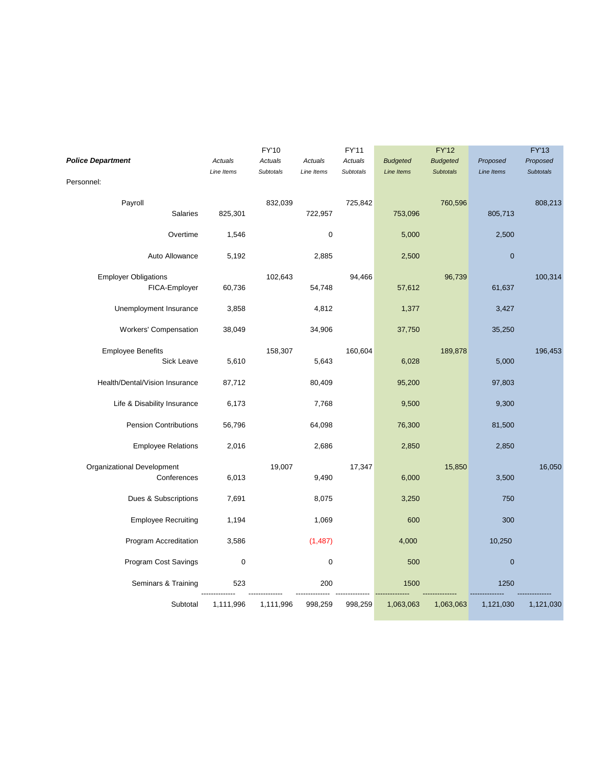| **Police Department** | *Actuals* | FY'10 *Actuals* | *Actuals* | FY'11 *Actuals* | *Budgeted* | FY'12 *Budgeted* | *Proposed* | FY'13 *Proposed* |
|---|---|---|---|---|---|---|---|---|
| | *Line Items* | *Subtotals* | *Line Items* | *Subtotals* | *Line Items* | *Subtotals* | *Line Items* | *Subtotals* |
| Personnel: | | | | | | | | |
| Payroll | | 832,039 | | 725,842 | | 760,596 | | 808,213 |
| Salaries | 825,301 | | 722,957 | | 753,096 | | 805,713 | |
| Overtime | 1,546 | | 0 | | 5,000 | | 2,500 | |
| Auto Allowance | 5,192 | | 2,885 | | 2,500 | | 0 | |
| Employer Obligations | | 102,643 | | 94,466 | | 96,739 | | 100,314 |
| FICA-Employer | 60,736 | | 54,748 | | 57,612 | | 61,637 | |
| Unemployment Insurance | 3,858 | | 4,812 | | 1,377 | | 3,427 | |
| Workers' Compensation | 38,049 | | 34,906 | | 37,750 | | 35,250 | |
| Employee Benefits | | 158,307 | | 160,604 | | 189,878 | | 196,453 |
| Sick Leave | 5,610 | | 5,643 | | 6,028 | | 5,000 | |
| Health/Dental/Vision Insurance | 87,712 | | 80,409 | | 95,200 | | 97,803 | |
| Life & Disability Insurance | 6,173 | | 7,768 | | 9,500 | | 9,300 | |
| Pension Contributions | 56,796 | | 64,098 | | 76,300 | | 81,500 | |
| Employee Relations | 2,016 | | 2,686 | | 2,850 | | 2,850 | |
| Organizational Development | | 19,007 | | 17,347 | | 15,850 | | 16,050 |
| Conferences | 6,013 | | 9,490 | | 6,000 | | 3,500 | |
| Dues & Subscriptions | 7,691 | | 8,075 | | 3,250 | | 750 | |
| Employee Recruiting | 1,194 | | 1,069 | | 600 | | 300 | |
| Program Accreditation | 3,586 | | (1,487) | | 4,000 | | 10,250 | |
| Program Cost Savings | 0 | | 0 | | 500 | | 0 | |
| Seminars & Training | 523 | | 200 | | 1500 | | 1250 | |
| Subtotal | 1,111,996 | 1,111,996 | 998,259 | 998,259 | 1,063,063 | 1,063,063 | 1,121,030 | 1,121,030 |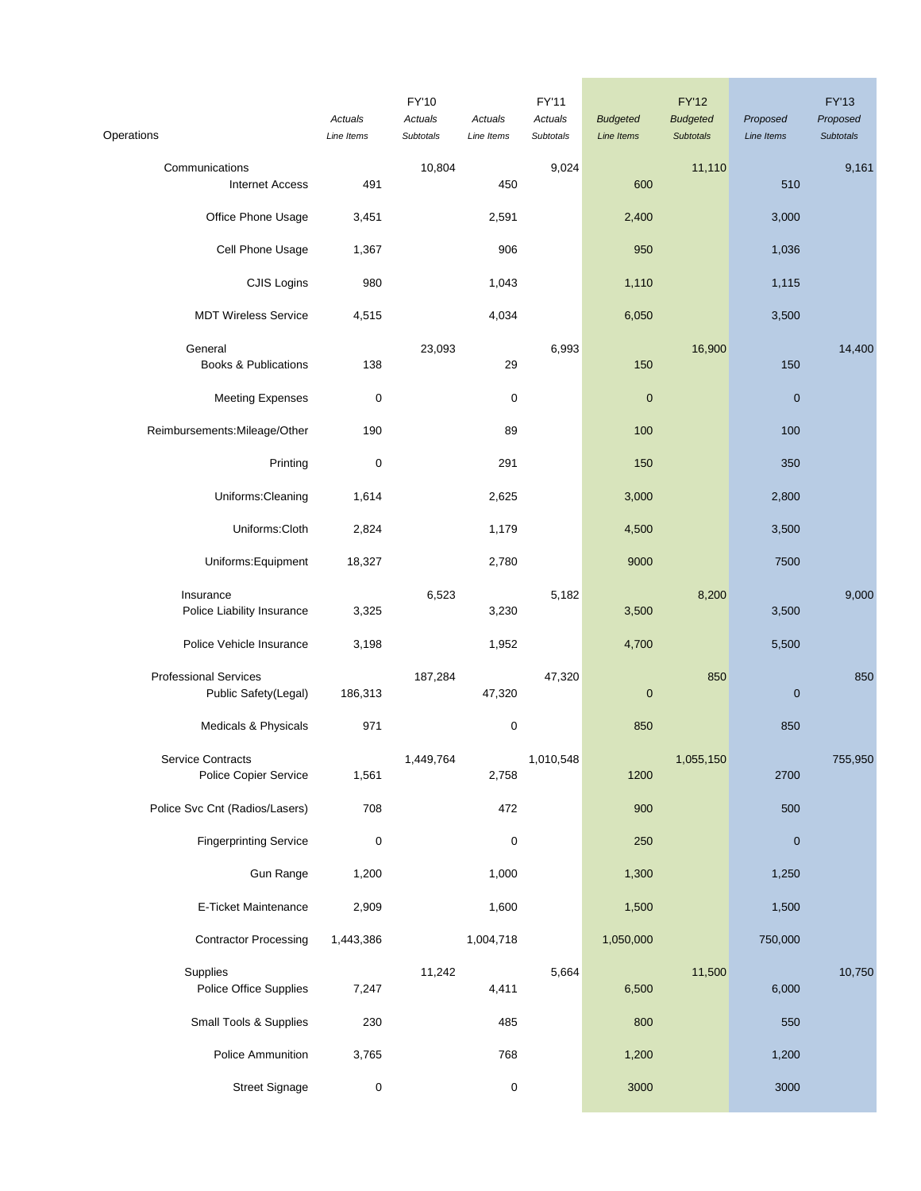| Operations | Actuals Line Items | FY'10 Actuals Subtotals | Actuals Line Items | FY'11 Actuals Subtotals | Budgeted Line Items | FY'12 Budgeted Subtotals | Proposed Line Items | FY'13 Proposed Subtotals |
|---|---|---|---|---|---|---|---|---|
| Communications | | 10,804 | | 9,024 | | 11,110 | | 9,161 |
| Internet Access | 491 | | 450 | | 600 | | 510 | |
| Office Phone Usage | 3,451 | | 2,591 | | 2,400 | | 3,000 | |
| Cell Phone Usage | 1,367 | | 906 | | 950 | | 1,036 | |
| CJIS Logins | 980 | | 1,043 | | 1,110 | | 1,115 | |
| MDT Wireless Service | 4,515 | | 4,034 | | 6,050 | | 3,500 | |
| General | | 23,093 | | 6,993 | | 16,900 | | 14,400 |
| Books & Publications | 138 | | 29 | | 150 | | 150 | |
| Meeting Expenses | 0 | | 0 | | 0 | | 0 | |
| Reimbursements:Mileage/Other | 190 | | 89 | | 100 | | 100 | |
| Printing | 0 | | 291 | | 150 | | 350 | |
| Uniforms:Cleaning | 1,614 | | 2,625 | | 3,000 | | 2,800 | |
| Uniforms:Cloth | 2,824 | | 1,179 | | 4,500 | | 3,500 | |
| Uniforms:Equipment | 18,327 | | 2,780 | | 9000 | | 7500 | |
| Insurance | | 6,523 | | 5,182 | | 8,200 | | 9,000 |
| Police Liability Insurance | 3,325 | | 3,230 | | 3,500 | | 3,500 | |
| Police Vehicle Insurance | 3,198 | | 1,952 | | 4,700 | | 5,500 | |
| Professional Services | | 187,284 | | 47,320 | | 850 | | 850 |
| Public Safety(Legal) | 186,313 | | 47,320 | | 0 | | 0 | |
| Medicals & Physicals | 971 | | 0 | | 850 | | 850 | |
| Service Contracts | | 1,449,764 | | 1,010,548 | | 1,055,150 | | 755,950 |
| Police Copier Service | 1,561 | | 2,758 | | 1200 | | 2700 | |
| Police Svc Cnt (Radios/Lasers) | 708 | | 472 | | 900 | | 500 | |
| Fingerprinting Service | 0 | | 0 | | 250 | | 0 | |
| Gun Range | 1,200 | | 1,000 | | 1,300 | | 1,250 | |
| E-Ticket Maintenance | 2,909 | | 1,600 | | 1,500 | | 1,500 | |
| Contractor Processing | 1,443,386 | | 1,004,718 | | 1,050,000 | | 750,000 | |
| Supplies | | 11,242 | | 5,664 | | 11,500 | | 10,750 |
| Police Office Supplies | 7,247 | | 4,411 | | 6,500 | | 6,000 | |
| Small Tools & Supplies | 230 | | 485 | | 800 | | 550 | |
| Police Ammunition | 3,765 | | 768 | | 1,200 | | 1,200 | |
| Street Signage | 0 | | 0 | | 3000 | | 3000 | |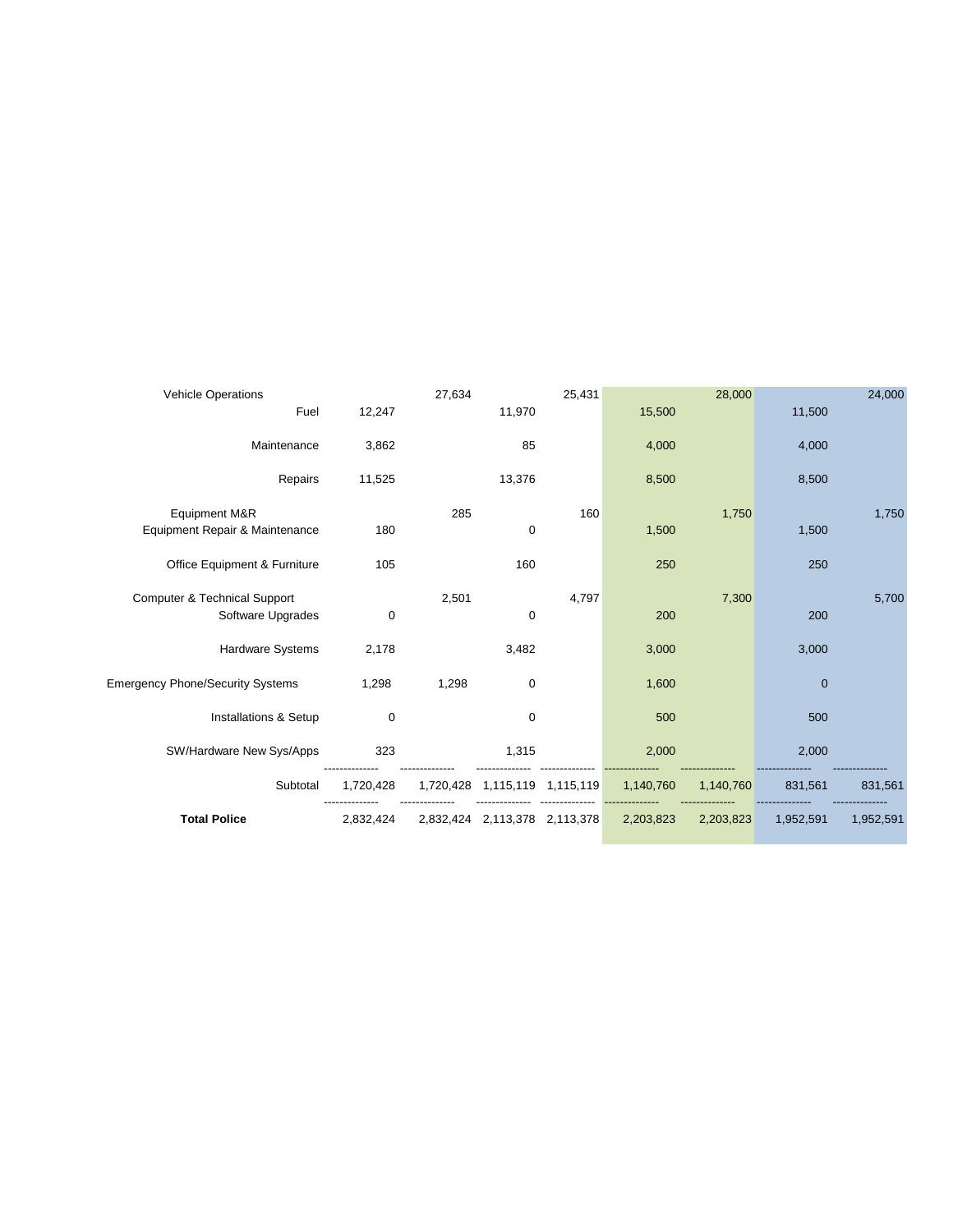| | | | | | | | | |
|---|---|---|---|---|---|---|---|---|
| Vehicle Operations | | 27,634 | | 25,431 | | 28,000 | | 24,000 |
| Fuel | 12,247 | | 11,970 | | 15,500 | | 11,500 | |
| Maintenance | 3,862 | | 85 | | 4,000 | | 4,000 | |
| Repairs | 11,525 | | 13,376 | | 8,500 | | 8,500 | |
| Equipment M&R | | 285 | | 160 | | 1,750 | | 1,750 |
| Equipment Repair & Maintenance | 180 | | 0 | | 1,500 | | 1,500 | |
| Office Equipment & Furniture | 105 | | 160 | | 250 | | 250 | |
| Computer & Technical Support | | 2,501 | | 4,797 | | 7,300 | | 5,700 |
| Software Upgrades | 0 | | 0 | | 200 | | 200 | |
| Hardware Systems | 2,178 | | 3,482 | | 3,000 | | 3,000 | |
| Emergency Phone/Security Systems | 1,298 | 1,298 | 0 | | 1,600 | | 0 | |
| Installations & Setup | 0 | | 0 | | 500 | | 500 | |
| SW/Hardware New Sys/Apps | 323 | | 1,315 | | 2,000 | | 2,000 | |
| Subtotal | 1,720,428 | 1,720,428 | 1,115,119 | 1,115,119 | 1,140,760 | 1,140,760 | 831,561 | 831,561 |
| **Total Police** | 2,832,424 | 2,832,424 | 2,113,378 | 2,113,378 | 2,203,823 | 2,203,823 | 1,952,591 | 1,952,591 |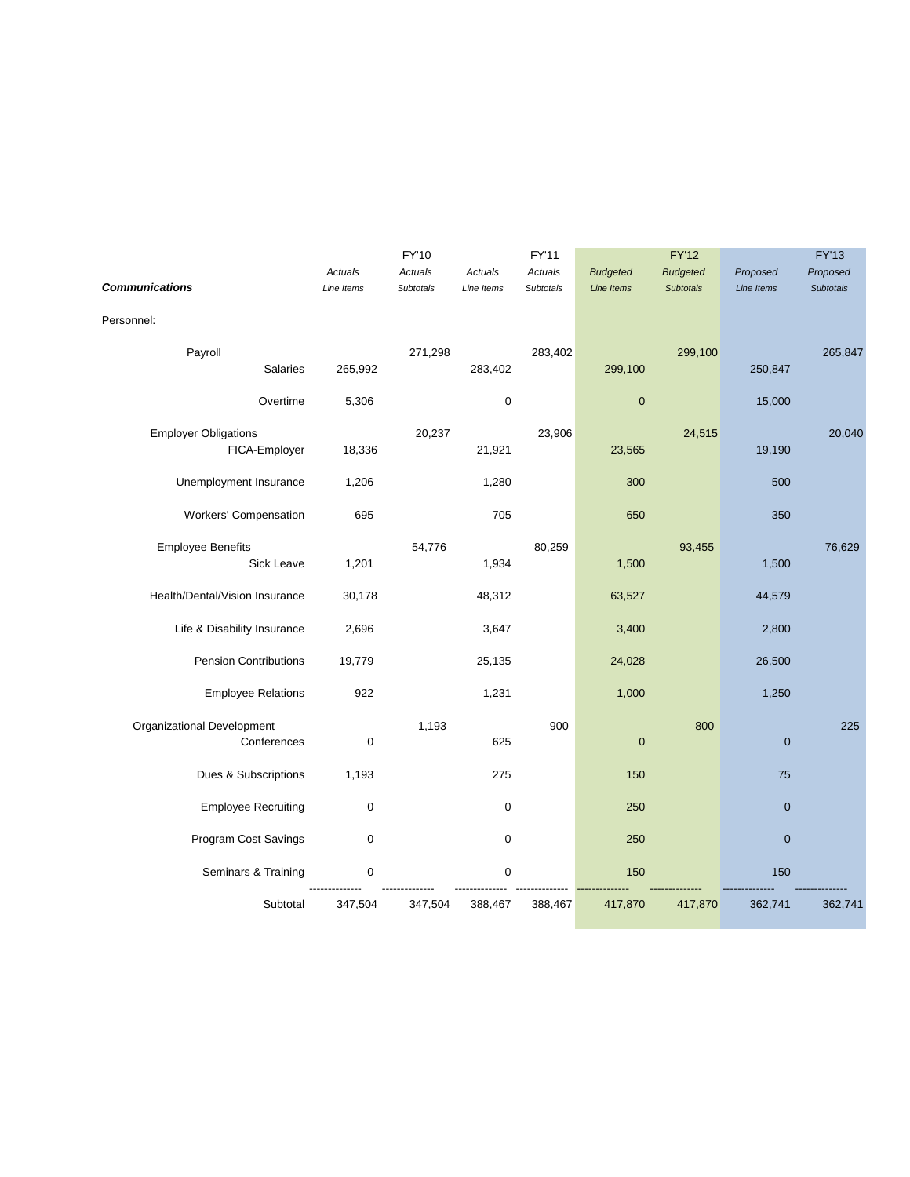|  | FY'10 |  | FY'11 |  | FY'12 |  | FY'13 |  |
|---|---|---|---|---|---|---|---|---|
| ***Communications*** | *Actuals* *Line Items* | *Actuals* *Subtotals* | *Actuals* *Line Items* | *Actuals* *Subtotals* | *Budgeted* *Line Items* | *Budgeted* *Subtotals* | *Proposed* *Line Items* | *Proposed* *Subtotals* |
| Personnel: |  |  |  |  |  |  |  |  |
| Payroll |  | 271,298 |  | 283,402 |  | 299,100 |  | 265,847 |
| Salaries | 265,992 |  | 283,402 |  | 299,100 |  | 250,847 |  |
| Overtime | 5,306 |  | 0 |  | 0 |  | 15,000 |  |
| Employer Obligations |  | 20,237 |  | 23,906 |  | 24,515 |  | 20,040 |
| FICA-Employer | 18,336 |  | 21,921 |  | 23,565 |  | 19,190 |  |
| Unemployment Insurance | 1,206 |  | 1,280 |  | 300 |  | 500 |  |
| Workers' Compensation | 695 |  | 705 |  | 650 |  | 350 |  |
| Employee Benefits |  | 54,776 |  | 80,259 |  | 93,455 |  | 76,629 |
| Sick Leave | 1,201 |  | 1,934 |  | 1,500 |  | 1,500 |  |
| Health/Dental/Vision Insurance | 30,178 |  | 48,312 |  | 63,527 |  | 44,579 |  |
| Life & Disability Insurance | 2,696 |  | 3,647 |  | 3,400 |  | 2,800 |  |
| Pension Contributions | 19,779 |  | 25,135 |  | 24,028 |  | 26,500 |  |
| Employee Relations | 922 |  | 1,231 |  | 1,000 |  | 1,250 |  |
| Organizational Development |  | 1,193 |  | 900 |  | 800 |  | 225 |
| Conferences | 0 |  | 625 |  | 0 |  | 0 |  |
| Dues & Subscriptions | 1,193 |  | 275 |  | 150 |  | 75 |  |
| Employee Recruiting | 0 |  | 0 |  | 250 |  | 0 |  |
| Program Cost Savings | 0 |  | 0 |  | 250 |  | 0 |  |
| Seminars & Training | 0 |  | 0 |  | 150 |  | 150 |  |
| Subtotal | 347,504 | 347,504 | 388,467 | 388,467 | 417,870 | 417,870 | 362,741 | 362,741 |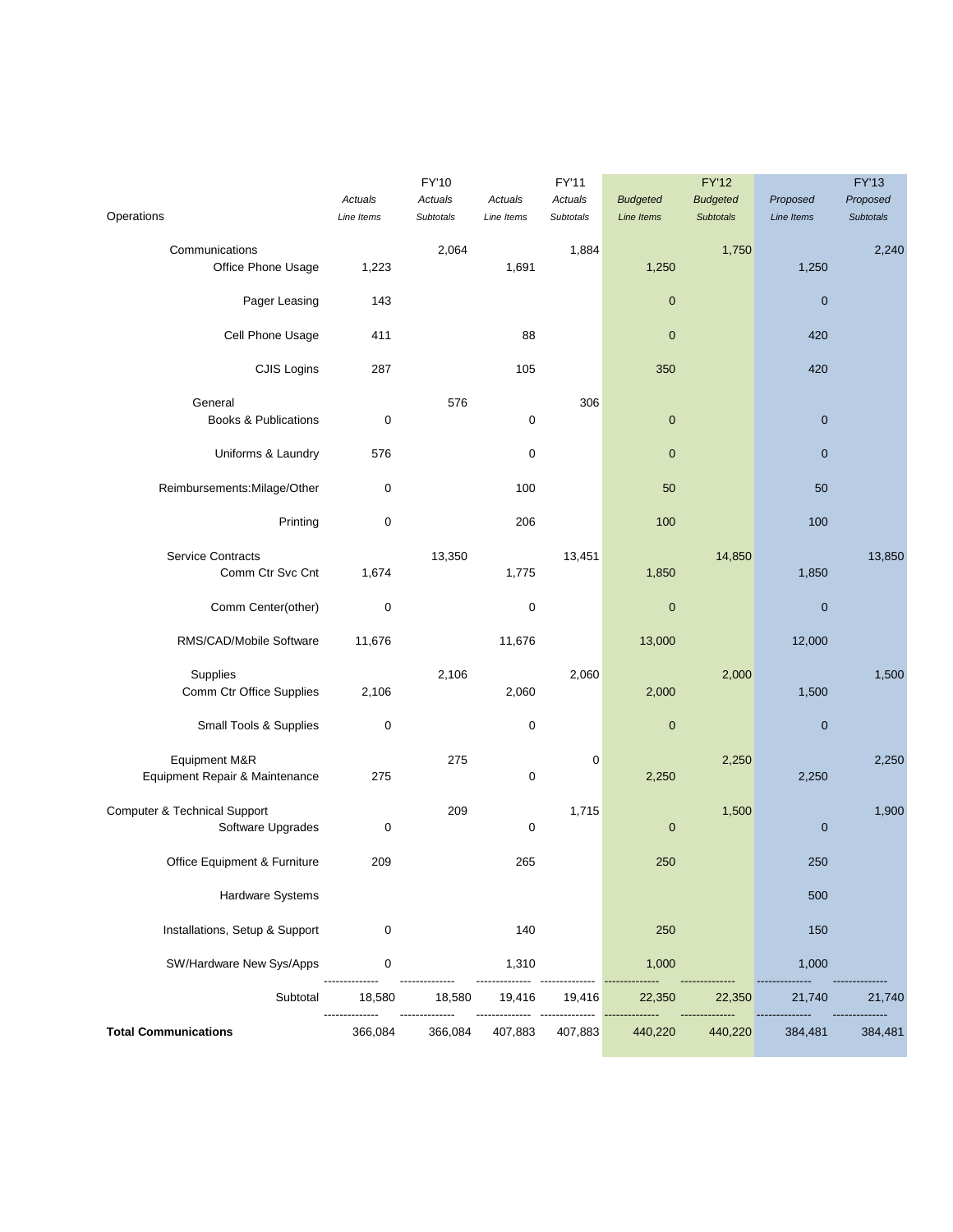| Operations | FY'10 Actuals Line Items | FY'10 Actuals Subtotals | FY'11 Actuals Line Items | FY'11 Actuals Subtotals | FY'12 Budgeted Line Items | FY'12 Budgeted Subtotals | FY'13 Proposed Line Items | FY'13 Proposed Subtotals |
|---|---|---|---|---|---|---|---|---|
| Communications | | 2,064 | | 1,884 | | 1,750 | | 2,240 |
| Office Phone Usage | 1,223 | | 1,691 | | 1,250 | | 1,250 | |
| Pager Leasing | 143 | | | | 0 | | 0 | |
| Cell Phone Usage | 411 | | 88 | | 0 | | 420 | |
| CJIS Logins | 287 | | 105 | | 350 | | 420 | |
| General | | 576 | | 306 | | | | |
| Books & Publications | 0 | | 0 | | 0 | | 0 | |
| Uniforms & Laundry | 576 | | 0 | | 0 | | 0 | |
| Reimbursements:Milage/Other | 0 | | 100 | | 50 | | 50 | |
| Printing | 0 | | 206 | | 100 | | 100 | |
| Service Contracts | | 13,350 | | 13,451 | | 14,850 | | 13,850 |
| Comm Ctr Svc Cnt | 1,674 | | 1,775 | | 1,850 | | 1,850 | |
| Comm Center(other) | 0 | | 0 | | 0 | | 0 | |
| RMS/CAD/Mobile Software | 11,676 | | 11,676 | | 13,000 | | 12,000 | |
| Supplies | | 2,106 | | 2,060 | | 2,000 | | 1,500 |
| Comm Ctr Office Supplies | 2,106 | | 2,060 | | 2,000 | | 1,500 | |
| Small Tools & Supplies | 0 | | 0 | | 0 | | 0 | |
| Equipment M&R | | 275 | | 0 | | 2,250 | | 2,250 |
| Equipment Repair & Maintenance | 275 | | 0 | | 2,250 | | 2,250 | |
| Computer & Technical Support | | 209 | | 1,715 | | 1,500 | | 1,900 |
| Software Upgrades | 0 | | 0 | | 0 | | 0 | |
| Office Equipment & Furniture | 209 | | 265 | | 250 | | 250 | |
| Hardware Systems | | | | | | | 500 | |
| Installations, Setup & Support | 0 | | 140 | | 250 | | 150 | |
| SW/Hardware New Sys/Apps | 0 | | 1,310 | | 1,000 | | 1,000 | |
| Subtotal | 18,580 | 18,580 | 19,416 | 19,416 | 22,350 | 22,350 | 21,740 | 21,740 |
| **Total Communications** | 366,084 | 366,084 | 407,883 | 407,883 | 440,220 | 440,220 | 384,481 | 384,481 |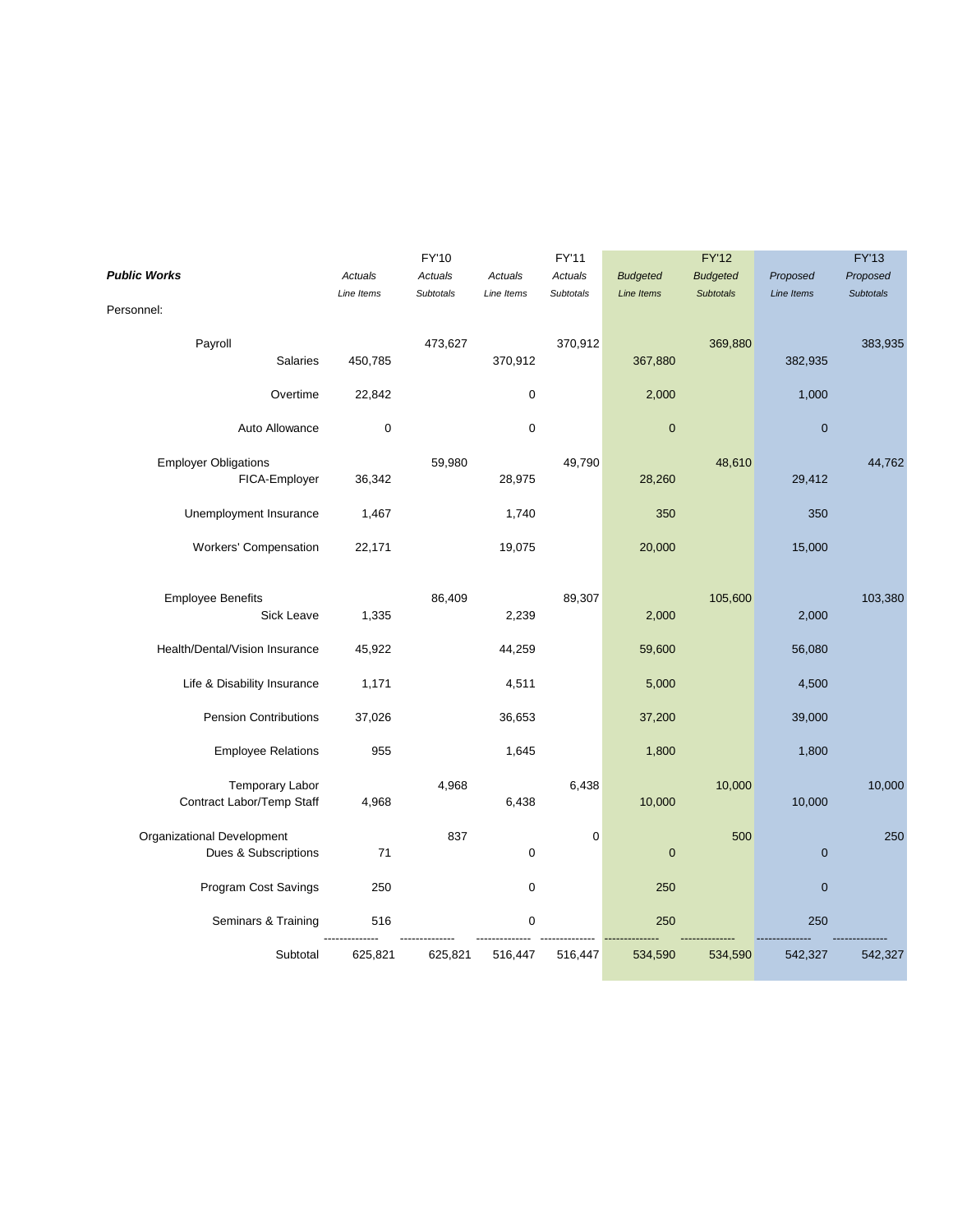| *Public Works* | *Actuals* *Line Items* | FY'10 *Actuals* *Subtotals* | *Actuals* *Line Items* | FY'11 *Actuals* *Subtotals* | *Budgeted* *Line Items* | FY'12 *Budgeted* *Subtotals* | *Proposed* *Line Items* | FY'13 *Proposed* *Subtotals* |
|---|---|---|---|---|---|---|---|---|
| Personnel: | | | | | | | | |
| Payroll | | 473,627 | | 370,912 | | 369,880 | | 383,935 |
| Salaries | 450,785 | | 370,912 | | 367,880 | | 382,935 | |
| Overtime | 22,842 | | 0 | | 2,000 | | 1,000 | |
| Auto Allowance | 0 | | 0 | | 0 | | 0 | |
| Employer Obligations | | 59,980 | | 49,790 | | 48,610 | | 44,762 |
| FICA-Employer | 36,342 | | 28,975 | | 28,260 | | 29,412 | |
| Unemployment Insurance | 1,467 | | 1,740 | | 350 | | 350 | |
| Workers' Compensation | 22,171 | | 19,075 | | 20,000 | | 15,000 | |
| Employee Benefits | | 86,409 | | 89,307 | | 105,600 | | 103,380 |
| Sick Leave | 1,335 | | 2,239 | | 2,000 | | 2,000 | |
| Health/Dental/Vision Insurance | 45,922 | | 44,259 | | 59,600 | | 56,080 | |
| Life & Disability Insurance | 1,171 | | 4,511 | | 5,000 | | 4,500 | |
| Pension Contributions | 37,026 | | 36,653 | | 37,200 | | 39,000 | |
| Employee Relations | 955 | | 1,645 | | 1,800 | | 1,800 | |
| Temporary Labor | | 4,968 | | 6,438 | | 10,000 | | 10,000 |
| Contract Labor/Temp Staff | 4,968 | | 6,438 | | 10,000 | | 10,000 | |
| Organizational Development | | 837 | | 0 | | 500 | | 250 |
| Dues & Subscriptions | 71 | | 0 | | 0 | | 0 | |
| Program Cost Savings | 250 | | 0 | | 250 | | 0 | |
| Seminars & Training | 516 | | 0 | | 250 | | 250 | |
| Subtotal | 625,821 | 625,821 | 516,447 | 516,447 | 534,590 | 534,590 | 542,327 | 542,327 |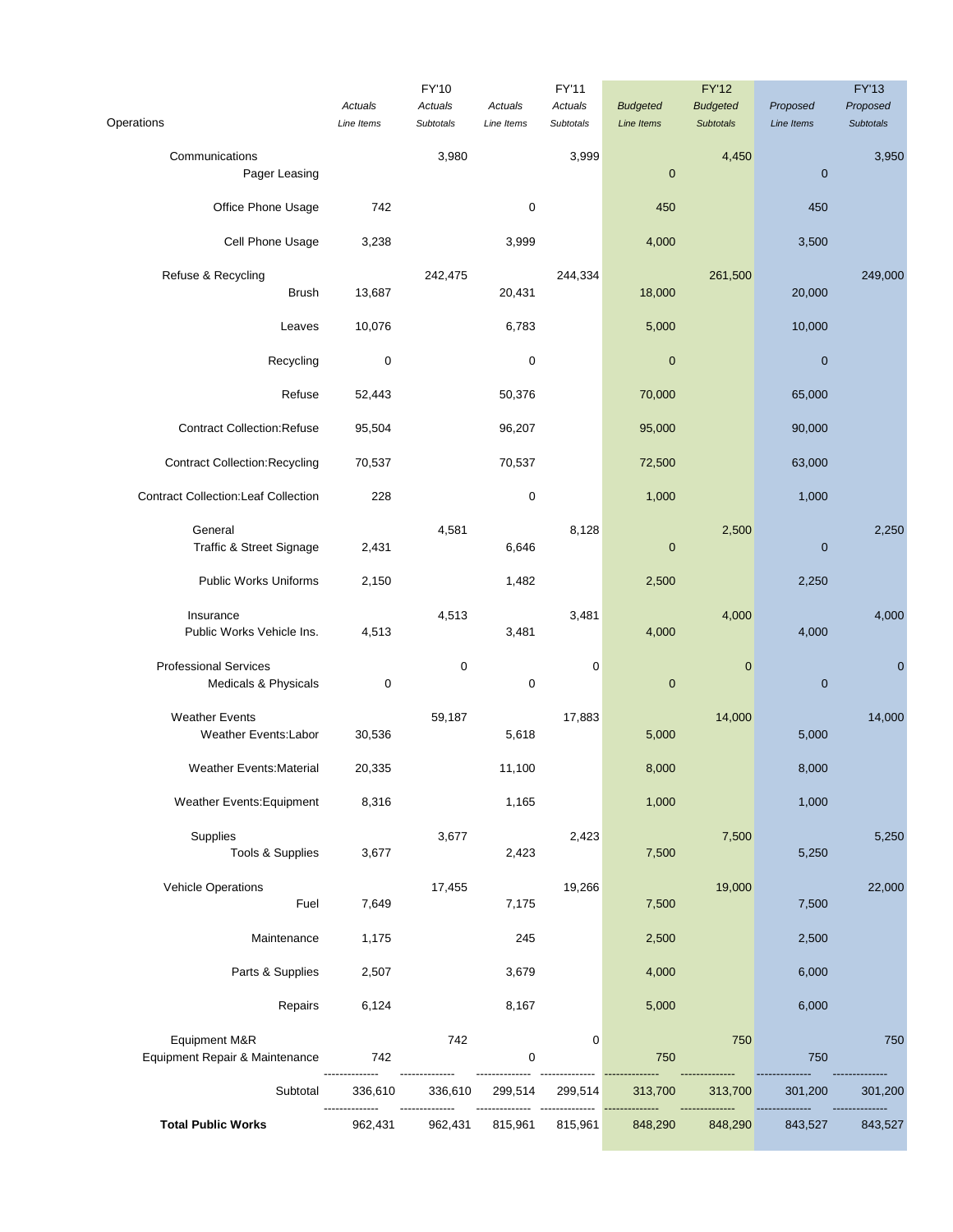| Operations | FY'10 Actuals Line Items | FY'10 Actuals Subtotals | FY'11 Actuals Line Items | FY'11 Actuals Subtotals | FY'12 Budgeted Line Items | FY'12 Budgeted Subtotals | FY'13 Proposed Line Items | FY'13 Proposed Subtotals |
|---|---|---|---|---|---|---|---|---|
| Communications | | 3,980 | | 3,999 | | 4,450 | | 3,950 |
| Pager Leasing | | | | | 0 | | 0 | |
| Office Phone Usage | 742 | | 0 | | 450 | | 450 | |
| Cell Phone Usage | 3,238 | | 3,999 | | 4,000 | | 3,500 | |
| Refuse & Recycling | | 242,475 | | 244,334 | | 261,500 | | 249,000 |
| Brush | 13,687 | | 20,431 | | 18,000 | | 20,000 | |
| Leaves | 10,076 | | 6,783 | | 5,000 | | 10,000 | |
| Recycling | 0 | | 0 | | 0 | | 0 | |
| Refuse | 52,443 | | 50,376 | | 70,000 | | 65,000 | |
| Contract Collection:Refuse | 95,504 | | 96,207 | | 95,000 | | 90,000 | |
| Contract Collection:Recycling | 70,537 | | 70,537 | | 72,500 | | 63,000 | |
| Contract Collection:Leaf Collection | 228 | | 0 | | 1,000 | | 1,000 | |
| General | | 4,581 | | 8,128 | | 2,500 | | 2,250 |
| Traffic & Street Signage | 2,431 | | 6,646 | | 0 | | 0 | |
| Public Works Uniforms | 2,150 | | 1,482 | | 2,500 | | 2,250 | |
| Insurance | | 4,513 | | 3,481 | | 4,000 | | 4,000 |
| Public Works Vehicle Ins. | 4,513 | | 3,481 | | 4,000 | | 4,000 | |
| Professional Services | | 0 | | 0 | | 0 | | 0 |
| Medicals & Physicals | 0 | | 0 | | 0 | | 0 | |
| Weather Events | | 59,187 | | 17,883 | | 14,000 | | 14,000 |
| Weather Events:Labor | 30,536 | | 5,618 | | 5,000 | | 5,000 | |
| Weather Events:Material | 20,335 | | 11,100 | | 8,000 | | 8,000 | |
| Weather Events:Equipment | 8,316 | | 1,165 | | 1,000 | | 1,000 | |
| Supplies | | 3,677 | | 2,423 | | 7,500 | | 5,250 |
| Tools & Supplies | 3,677 | | 2,423 | | 7,500 | | 5,250 | |
| Vehicle Operations | | 17,455 | | 19,266 | | 19,000 | | 22,000 |
| Fuel | 7,649 | | 7,175 | | 7,500 | | 7,500 | |
| Maintenance | 1,175 | | 245 | | 2,500 | | 2,500 | |
| Parts & Supplies | 2,507 | | 3,679 | | 4,000 | | 6,000 | |
| Repairs | 6,124 | | 8,167 | | 5,000 | | 6,000 | |
| Equipment M&R | | 742 | | 0 | | 750 | | 750 |
| Equipment Repair & Maintenance | 742 | | 0 | | 750 | | 750 | |
| Subtotal | 336,610 | 336,610 | 299,514 | 299,514 | 313,700 | 313,700 | 301,200 | 301,200 |
| **Total Public Works** | 962,431 | 962,431 | 815,961 | 815,961 | 848,290 | 848,290 | 843,527 | 843,527 |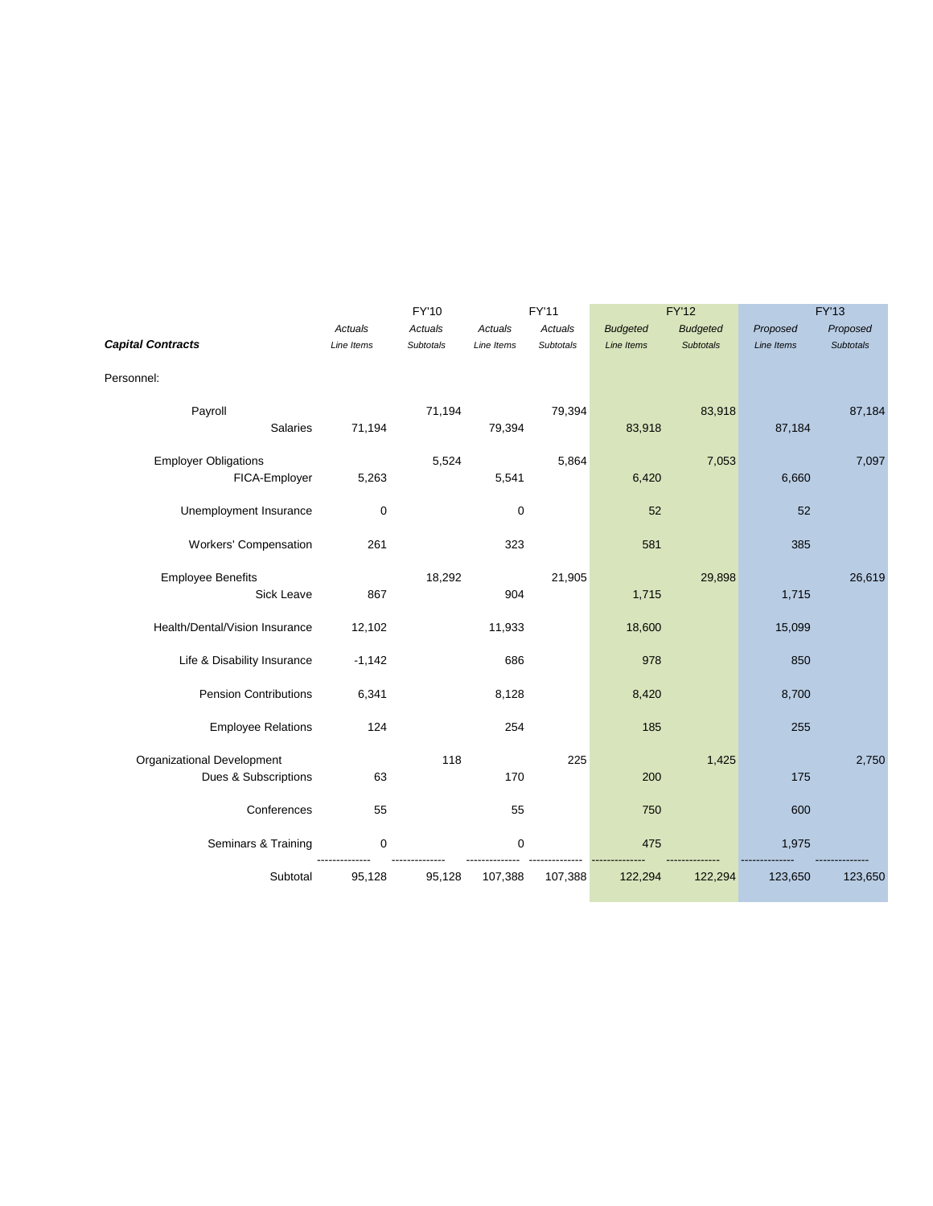| Capital Contracts | FY'10 | | FY'11 | | FY'12 | | FY'13 | |
|---|---|---|---|---|---|---|---|---|
| | *Actuals* | *Actuals* | *Actuals* | *Actuals* | *Budgeted* | *Budgeted* | *Proposed* | *Proposed* |
| | *Line Items* | *Subtotals* | *Line Items* | *Subtotals* | *Line Items* | *Subtotals* | *Line Items* | *Subtotals* |
| Personnel: | | | | | | | | |
| Payroll | | 71,194 | | 79,394 | | 83,918 | | 87,184 |
| Salaries | 71,194 | | 79,394 | | 83,918 | | 87,184 | |
| Employer Obligations | | 5,524 | | 5,864 | | 7,053 | | 7,097 |
| FICA-Employer | 5,263 | | 5,541 | | 6,420 | | 6,660 | |
| Unemployment Insurance | 0 | | 0 | | 52 | | 52 | |
| Workers' Compensation | 261 | | 323 | | 581 | | 385 | |
| Employee Benefits | | 18,292 | | 21,905 | | 29,898 | | 26,619 |
| Sick Leave | 867 | | 904 | | 1,715 | | 1,715 | |
| Health/Dental/Vision Insurance | 12,102 | | 11,933 | | 18,600 | | 15,099 | |
| Life & Disability Insurance | -1,142 | | 686 | | 978 | | 850 | |
| Pension Contributions | 6,341 | | 8,128 | | 8,420 | | 8,700 | |
| Employee Relations | 124 | | 254 | | 185 | | 255 | |
| Organizational Development | | 118 | | 225 | | 1,425 | | 2,750 |
| Dues & Subscriptions | 63 | | 170 | | 200 | | 175 | |
| Conferences | 55 | | 55 | | 750 | | 600 | |
| Seminars & Training | 0 | | 0 | | 475 | | 1,975 | |
| Subtotal | 95,128 | 95,128 | 107,388 | 107,388 | 122,294 | 122,294 | 123,650 | 123,650 |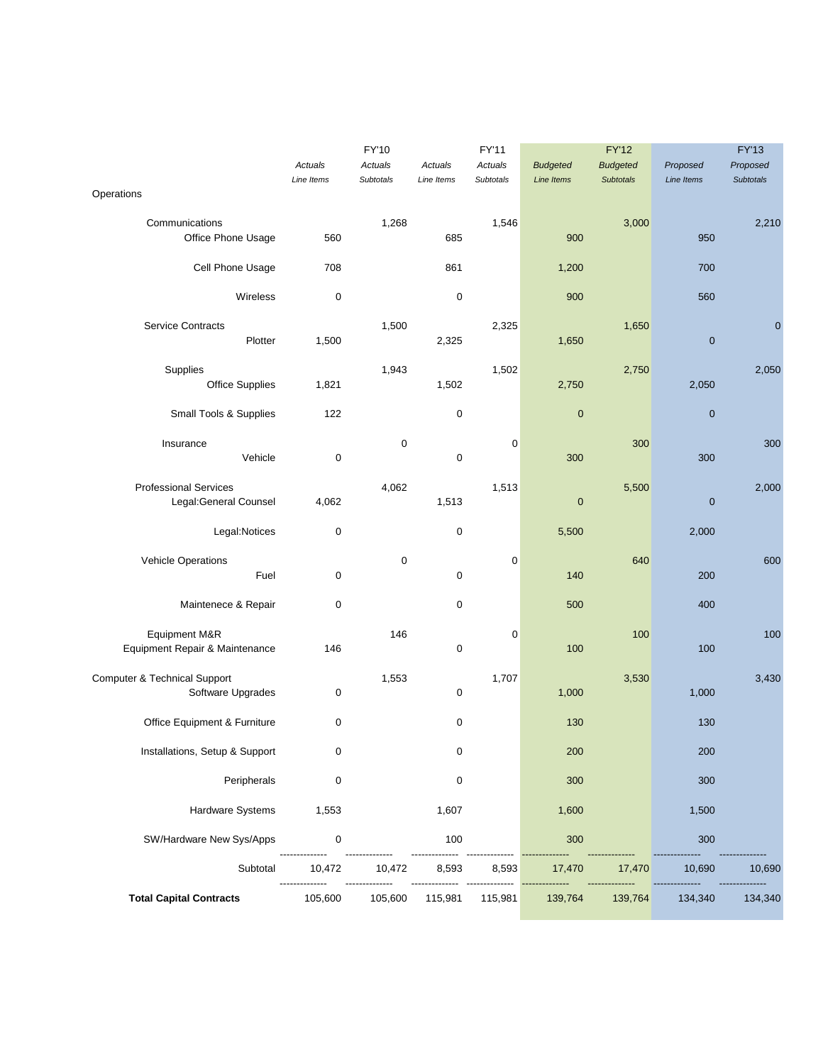| | FY'10 Actuals Line Items | FY'10 Actuals Subtotals | FY'11 Actuals Line Items | FY'11 Actuals Subtotals | FY'12 Budgeted Line Items | FY'12 Budgeted Subtotals | FY'13 Proposed Line Items | FY'13 Proposed Subtotals |
|---|---|---|---|---|---|---|---|---|
| Operations | | | | | | | | |
| Communications | | 1,268 | | 1,546 | | 3,000 | | 2,210 |
| Office Phone Usage | 560 | | 685 | | 900 | | 950 | |
| Cell Phone Usage | 708 | | 861 | | 1,200 | | 700 | |
| Wireless | 0 | | 0 | | 900 | | 560 | |
| Service Contracts | | 1,500 | | 2,325 | | 1,650 | | 0 |
| Plotter | 1,500 | | 2,325 | | 1,650 | | 0 | |
| Supplies | | 1,943 | | 1,502 | | 2,750 | | 2,050 |
| Office Supplies | 1,821 | | 1,502 | | 2,750 | | 2,050 | |
| Small Tools & Supplies | 122 | | 0 | | 0 | | 0 | |
| Insurance | | 0 | | 0 | | 300 | | 300 |
| Vehicle | 0 | | 0 | | 300 | | 300 | |
| Professional Services | | 4,062 | | 1,513 | | 5,500 | | 2,000 |
| Legal:General Counsel | 4,062 | | 1,513 | | 0 | | 0 | |
| Legal:Notices | 0 | | 0 | | 5,500 | | 2,000 | |
| Vehicle Operations | | 0 | | 0 | | 640 | | 600 |
| Fuel | 0 | | 0 | | 140 | | 200 | |
| Maintenece & Repair | 0 | | 0 | | 500 | | 400 | |
| Equipment M&R | | 146 | | 0 | | 100 | | 100 |
| Equipment Repair & Maintenance | 146 | | 0 | | 100 | | 100 | |
| Computer & Technical Support | | 1,553 | | 1,707 | | 3,530 | | 3,430 |
| Software Upgrades | 0 | | 0 | | 1,000 | | 1,000 | |
| Office Equipment & Furniture | 0 | | 0 | | 130 | | 130 | |
| Installations, Setup & Support | 0 | | 0 | | 200 | | 200 | |
| Peripherals | 0 | | 0 | | 300 | | 300 | |
| Hardware Systems | 1,553 | | 1,607 | | 1,600 | | 1,500 | |
| SW/Hardware New Sys/Apps | 0 | | 100 | | 300 | | 300 | |
| Subtotal | 10,472 | 10,472 | 8,593 | 8,593 | 17,470 | 17,470 | 10,690 | 10,690 |
| **Total Capital Contracts** | 105,600 | 105,600 | 115,981 | 115,981 | 139,764 | 139,764 | 134,340 | 134,340 |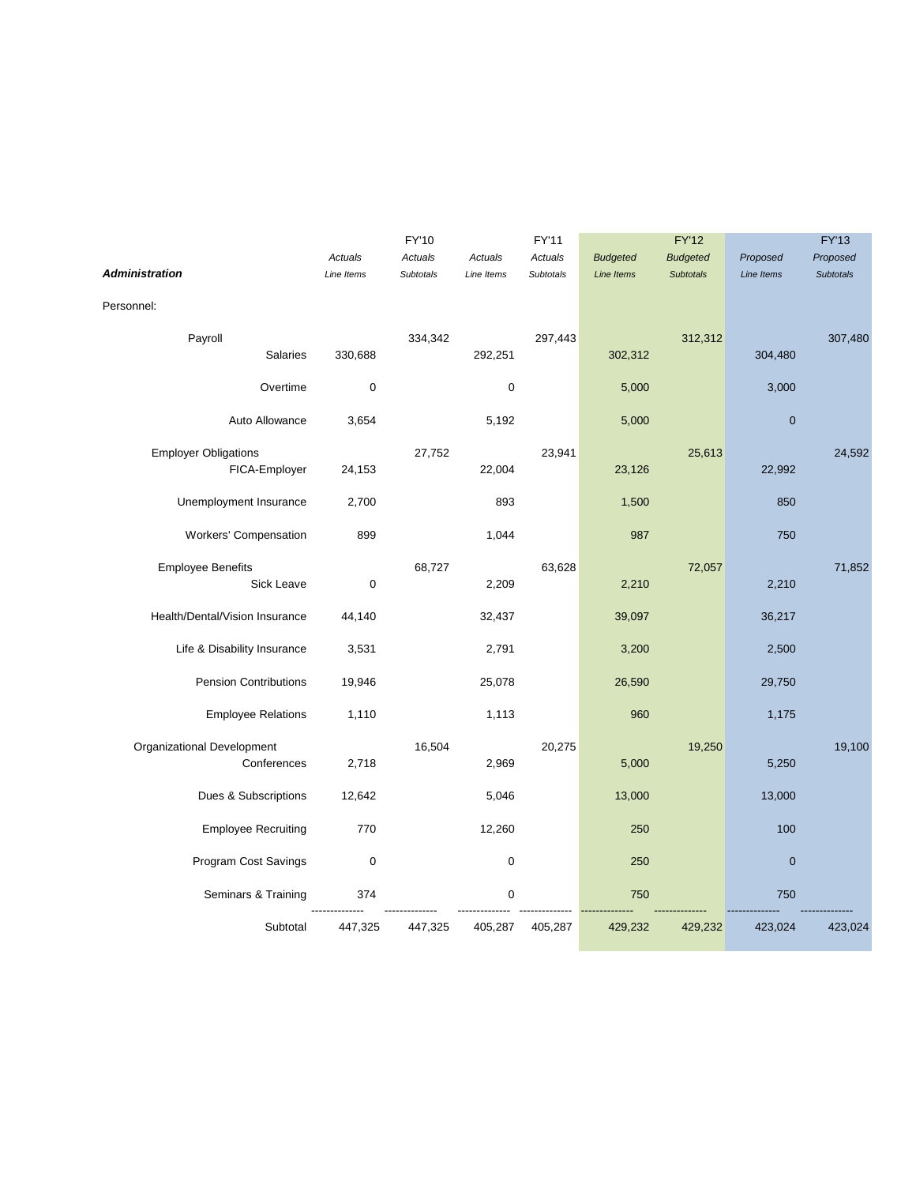| **Administration** | Actuals Line Items | FY'10 Actuals Subtotals | Actuals Line Items | FY'11 Actuals Subtotals | Budgeted Line Items | FY'12 Budgeted Subtotals | Proposed Line Items | FY'13 Proposed Subtotals |
|---|---|---|---|---|---|---|---|---|
| Personnel: | | | | | | | | |
| Payroll | | 334,342 | | 297,443 | | 312,312 | | 307,480 |
| Salaries | 330,688 | | 292,251 | | 302,312 | | 304,480 | |
| Overtime | 0 | | 0 | | 5,000 | | 3,000 | |
| Auto Allowance | 3,654 | | 5,192 | | 5,000 | | 0 | |
| Employer Obligations | | 27,752 | | 23,941 | | 25,613 | | 24,592 |
| FICA-Employer | 24,153 | | 22,004 | | 23,126 | | 22,992 | |
| Unemployment Insurance | 2,700 | | 893 | | 1,500 | | 850 | |
| Workers' Compensation | 899 | | 1,044 | | 987 | | 750 | |
| Employee Benefits | | 68,727 | | 63,628 | | 72,057 | | 71,852 |
| Sick Leave | 0 | | 2,209 | | 2,210 | | 2,210 | |
| Health/Dental/Vision Insurance | 44,140 | | 32,437 | | 39,097 | | 36,217 | |
| Life & Disability Insurance | 3,531 | | 2,791 | | 3,200 | | 2,500 | |
| Pension Contributions | 19,946 | | 25,078 | | 26,590 | | 29,750 | |
| Employee Relations | 1,110 | | 1,113 | | 960 | | 1,175 | |
| Organizational Development | | 16,504 | | 20,275 | | 19,250 | | 19,100 |
| Conferences | 2,718 | | 2,969 | | 5,000 | | 5,250 | |
| Dues & Subscriptions | 12,642 | | 5,046 | | 13,000 | | 13,000 | |
| Employee Recruiting | 770 | | 12,260 | | 250 | | 100 | |
| Program Cost Savings | 0 | | 0 | | 250 | | 0 | |
| Seminars & Training | 374 | | 0 | | 750 | | 750 | |
| Subtotal | 447,325 | 447,325 | 405,287 | 405,287 | 429,232 | 429,232 | 423,024 | 423,024 |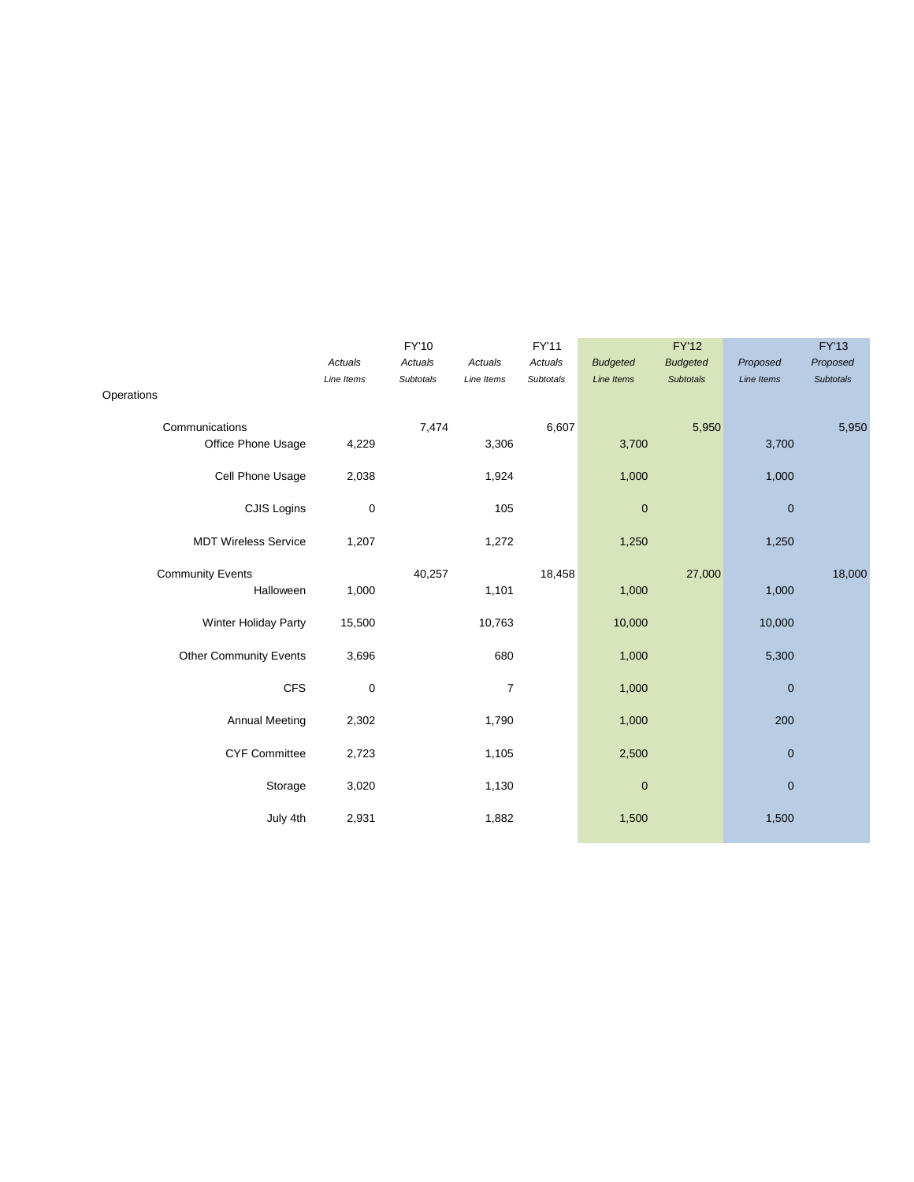| | FY'10 | | FY'11 | | FY'12 | | FY'13 | |
|---|---|---|---|---|---|---|---|---|
| | *Actuals* | *Actuals* | *Actuals* | *Actuals* | *Budgeted* | *Budgeted* | *Proposed* | *Proposed* |
| Operations | *Line Items* | *Subtotals* | *Line Items* | *Subtotals* | *Line Items* | *Subtotals* | *Line Items* | *Subtotals* |
| Communications | | 7,474 | | 6,607 | | 5,950 | | 5,950 |
| Office Phone Usage | 4,229 | | 3,306 | | 3,700 | | 3,700 | |
| Cell Phone Usage | 2,038 | | 1,924 | | 1,000 | | 1,000 | |
| CJIS Logins | 0 | | 105 | | 0 | | 0 | |
| MDT Wireless Service | 1,207 | | 1,272 | | 1,250 | | 1,250 | |
| Community Events | | 40,257 | | 18,458 | | 27,000 | | 18,000 |
| Halloween | 1,000 | | 1,101 | | 1,000 | | 1,000 | |
| Winter Holiday Party | 15,500 | | 10,763 | | 10,000 | | 10,000 | |
| Other Community Events | 3,696 | | 680 | | 1,000 | | 5,300 | |
| CFS | 0 | | 7 | | 1,000 | | 0 | |
| Annual Meeting | 2,302 | | 1,790 | | 1,000 | | 200 | |
| CYF Committee | 2,723 | | 1,105 | | 2,500 | | 0 | |
| Storage | 3,020 | | 1,130 | | 0 | | 0 | |
| July 4th | 2,931 | | 1,882 | | 1,500 | | 1,500 | |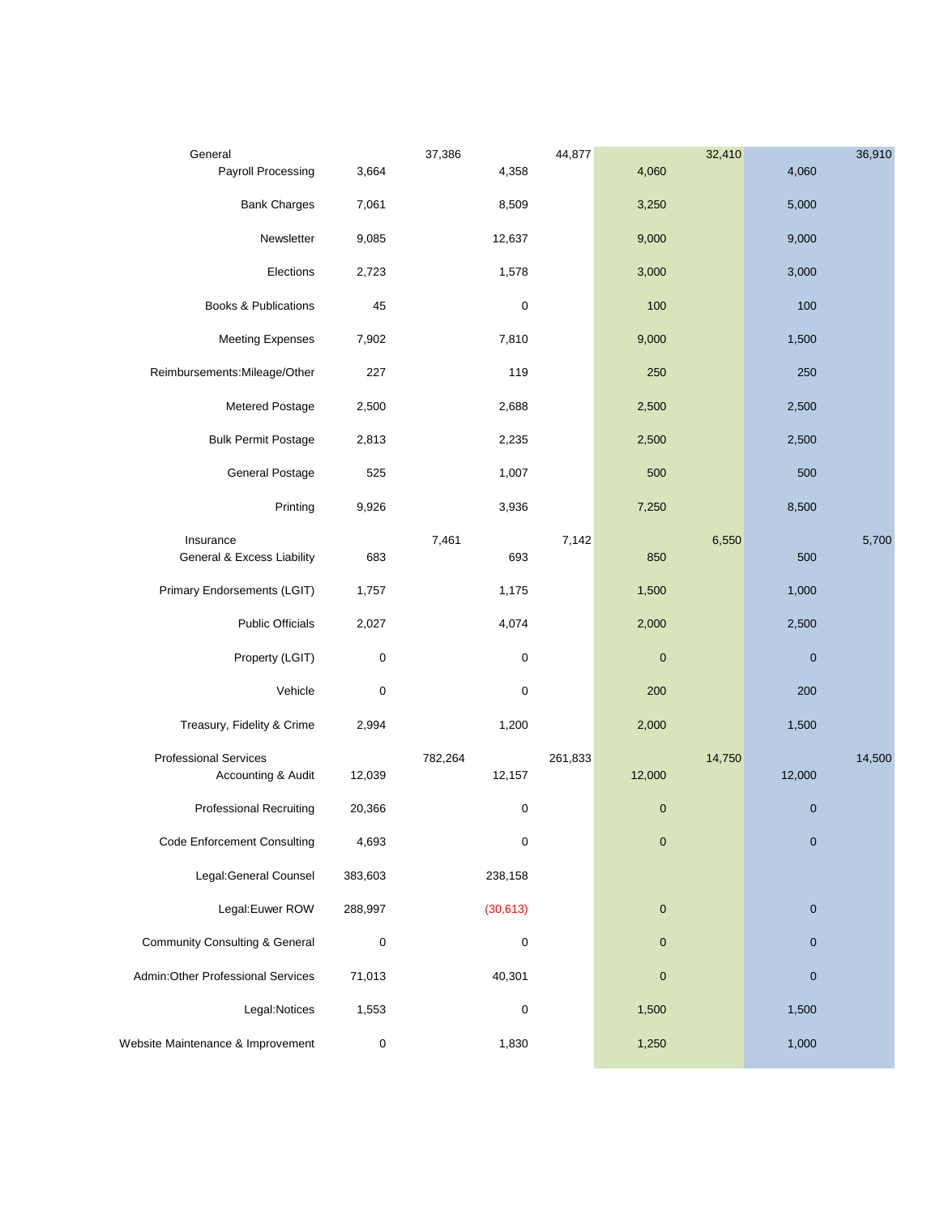| | | | | | | | | |
|---|---|---|---|---|---|---|---|---|
| General | | 37,386 | | 44,877 | | 32,410 | | 36,910 |
| Payroll Processing | 3,664 | | 4,358 | | 4,060 | | 4,060 | |
| Bank Charges | 7,061 | | 8,509 | | 3,250 | | 5,000 | |
| Newsletter | 9,085 | | 12,637 | | 9,000 | | 9,000 | |
| Elections | 2,723 | | 1,578 | | 3,000 | | 3,000 | |
| Books & Publications | 45 | | 0 | | 100 | | 100 | |
| Meeting Expenses | 7,902 | | 7,810 | | 9,000 | | 1,500 | |
| Reimbursements:Mileage/Other | 227 | | 119 | | 250 | | 250 | |
| Metered Postage | 2,500 | | 2,688 | | 2,500 | | 2,500 | |
| Bulk Permit Postage | 2,813 | | 2,235 | | 2,500 | | 2,500 | |
| General Postage | 525 | | 1,007 | | 500 | | 500 | |
| Printing | 9,926 | | 3,936 | | 7,250 | | 8,500 | |
| Insurance | | 7,461 | | 7,142 | | 6,550 | | 5,700 |
| General & Excess Liability | 683 | | 693 | | 850 | | 500 | |
| Primary Endorsements (LGIT) | 1,757 | | 1,175 | | 1,500 | | 1,000 | |
| Public Officials | 2,027 | | 4,074 | | 2,000 | | 2,500 | |
| Property (LGIT) | 0 | | 0 | | 0 | | 0 | |
| Vehicle | 0 | | 0 | | 200 | | 200 | |
| Treasury, Fidelity & Crime | 2,994 | | 1,200 | | 2,000 | | 1,500 | |
| Professional Services | | 782,264 | | 261,833 | | 14,750 | | 14,500 |
| Accounting & Audit | 12,039 | | 12,157 | | 12,000 | | 12,000 | |
| Professional Recruiting | 20,366 | | 0 | | 0 | | 0 | |
| Code Enforcement Consulting | 4,693 | | 0 | | 0 | | 0 | |
| Legal:General Counsel | 383,603 | | 238,158 | | | | | |
| Legal:Euwer ROW | 288,997 | | (30,613) | | 0 | | 0 | |
| Community Consulting & General | 0 | | 0 | | 0 | | 0 | |
| Admin:Other Professional Services | 71,013 | | 40,301 | | 0 | | 0 | |
| Legal:Notices | 1,553 | | 0 | | 1,500 | | 1,500 | |
| Website Maintenance & Improvement | 0 | | 1,830 | | 1,250 | | 1,000 | |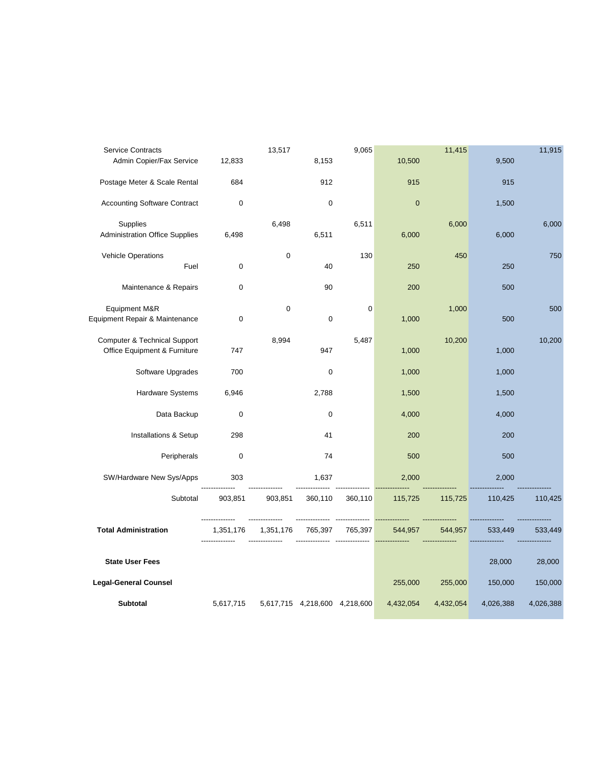| | | | | | | | | |
|---|---|---|---|---|---|---|---|---|
| Service Contracts | | 13,517 | | 9,065 | | 11,415 | | 11,915 |
| Admin Copier/Fax Service | 12,833 | | 8,153 | | 10,500 | | 9,500 | |
| Postage Meter & Scale Rental | 684 | | 912 | | 915 | | 915 | |
| Accounting Software Contract | 0 | | 0 | | 0 | | 1,500 | |
| Supplies | | 6,498 | | 6,511 | | 6,000 | | 6,000 |
| Administration Office Supplies | 6,498 | | 6,511 | | 6,000 | | 6,000 | |
| Vehicle Operations | | 0 | | 130 | | 450 | | 750 |
| Fuel | 0 | | 40 | | 250 | | 250 | |
| Maintenance & Repairs | 0 | | 90 | | 200 | | 500 | |
| Equipment M&R | | 0 | | 0 | | 1,000 | | 500 |
| Equipment Repair & Maintenance | 0 | | 0 | | 1,000 | | 500 | |
| Computer & Technical Support | | 8,994 | | 5,487 | | 10,200 | | 10,200 |
| Office Equipment & Furniture | 747 | | 947 | | 1,000 | | 1,000 | |
| Software Upgrades | 700 | | 0 | | 1,000 | | 1,000 | |
| Hardware Systems | 6,946 | | 2,788 | | 1,500 | | 1,500 | |
| Data Backup | 0 | | 0 | | 4,000 | | 4,000 | |
| Installations & Setup | 298 | | 41 | | 200 | | 200 | |
| Peripherals | 0 | | 74 | | 500 | | 500 | |
| SW/Hardware New Sys/Apps | 303 | | 1,637 | | 2,000 | | 2,000 | |
| Subtotal | 903,851 | 903,851 | 360,110 | 360,110 | 115,725 | 115,725 | 110,425 | 110,425 |
| **Total Administration** | 1,351,176 | 1,351,176 | 765,397 | 765,397 | 544,957 | 544,957 | 533,449 | 533,449 |
| **State User Fees** | | | | | | | 28,000 | 28,000 |
| **Legal-General Counsel** | | | | | 255,000 | 255,000 | 150,000 | 150,000 |
| **Subtotal** | 5,617,715 | 5,617,715 | 4,218,600 | 4,218,600 | 4,432,054 | 4,432,054 | 4,026,388 | 4,026,388 |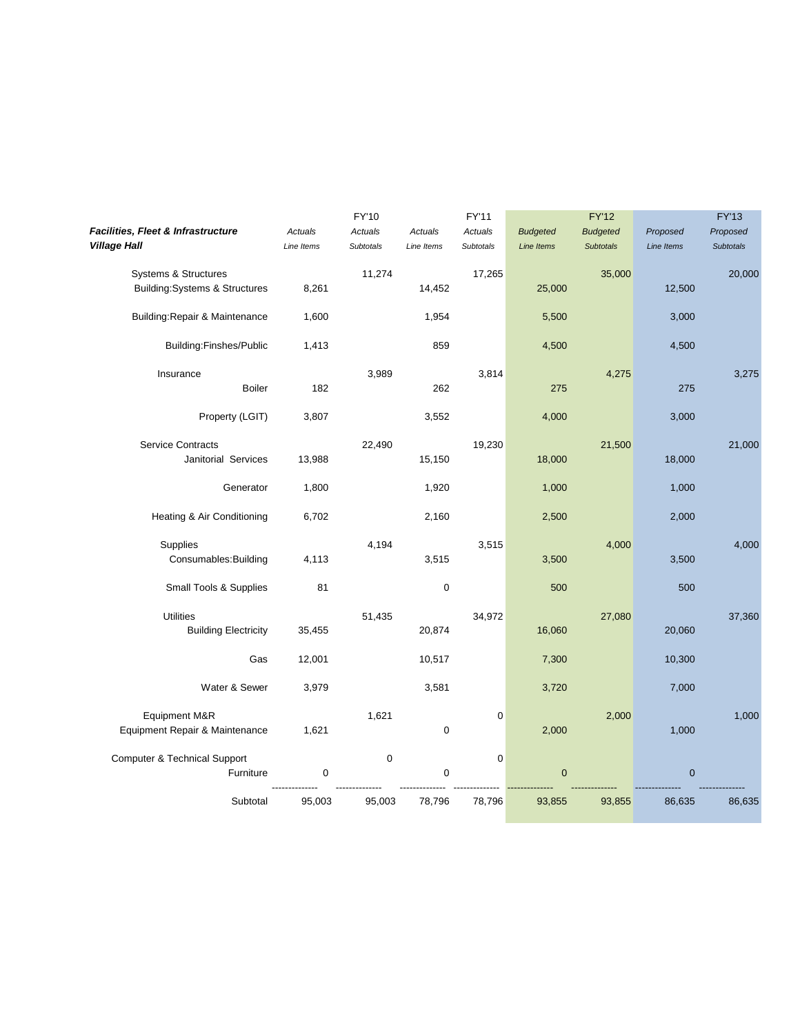| *Facilities, Fleet & Infrastructure* *Village Hall* | FY'10 *Actuals* *Line Items* | *Actuals* *Subtotals* | FY'11 *Actuals* *Line Items* | *Actuals* *Subtotals* | FY'12 *Budgeted* *Line Items* | *Budgeted* *Subtotals* | FY'13 *Proposed* *Line Items* | *Proposed* *Subtotals* |
|---|---|---|---|---|---|---|---|---|
| Systems & Structures | | 11,274 | | 17,265 | | 35,000 | | 20,000 |
| Building:Systems & Structures | 8,261 | | 14,452 | | 25,000 | | 12,500 | |
| Building:Repair & Maintenance | 1,600 | | 1,954 | | 5,500 | | 3,000 | |
| Building:Finshes/Public | 1,413 | | 859 | | 4,500 | | 4,500 | |
| Insurance | | 3,989 | | 3,814 | | 4,275 | | 3,275 |
| Boiler | 182 | | 262 | | 275 | | 275 | |
| Property (LGIT) | 3,807 | | 3,552 | | 4,000 | | 3,000 | |
| Service Contracts | | 22,490 | | 19,230 | | 21,500 | | 21,000 |
| Janitorial Services | 13,988 | | 15,150 | | 18,000 | | 18,000 | |
| Generator | 1,800 | | 1,920 | | 1,000 | | 1,000 | |
| Heating & Air Conditioning | 6,702 | | 2,160 | | 2,500 | | 2,000 | |
| Supplies | | 4,194 | | 3,515 | | 4,000 | | 4,000 |
| Consumables:Building | 4,113 | | 3,515 | | 3,500 | | 3,500 | |
| Small Tools & Supplies | 81 | | 0 | | 500 | | 500 | |
| Utilities | | 51,435 | | 34,972 | | 27,080 | | 37,360 |
| Building Electricity | 35,455 | | 20,874 | | 16,060 | | 20,060 | |
| Gas | 12,001 | | 10,517 | | 7,300 | | 10,300 | |
| Water & Sewer | 3,979 | | 3,581 | | 3,720 | | 7,000 | |
| Equipment M&R | | 1,621 | | 0 | | 2,000 | | 1,000 |
| Equipment Repair & Maintenance | 1,621 | | 0 | | 2,000 | | 1,000 | |
| Computer & Technical Support | | 0 | | 0 | | | | |
| Furniture | 0 | | 0 | | 0 | | 0 | |
| Subtotal | 95,003 | 95,003 | 78,796 | 78,796 | 93,855 | 93,855 | 86,635 | 86,635 |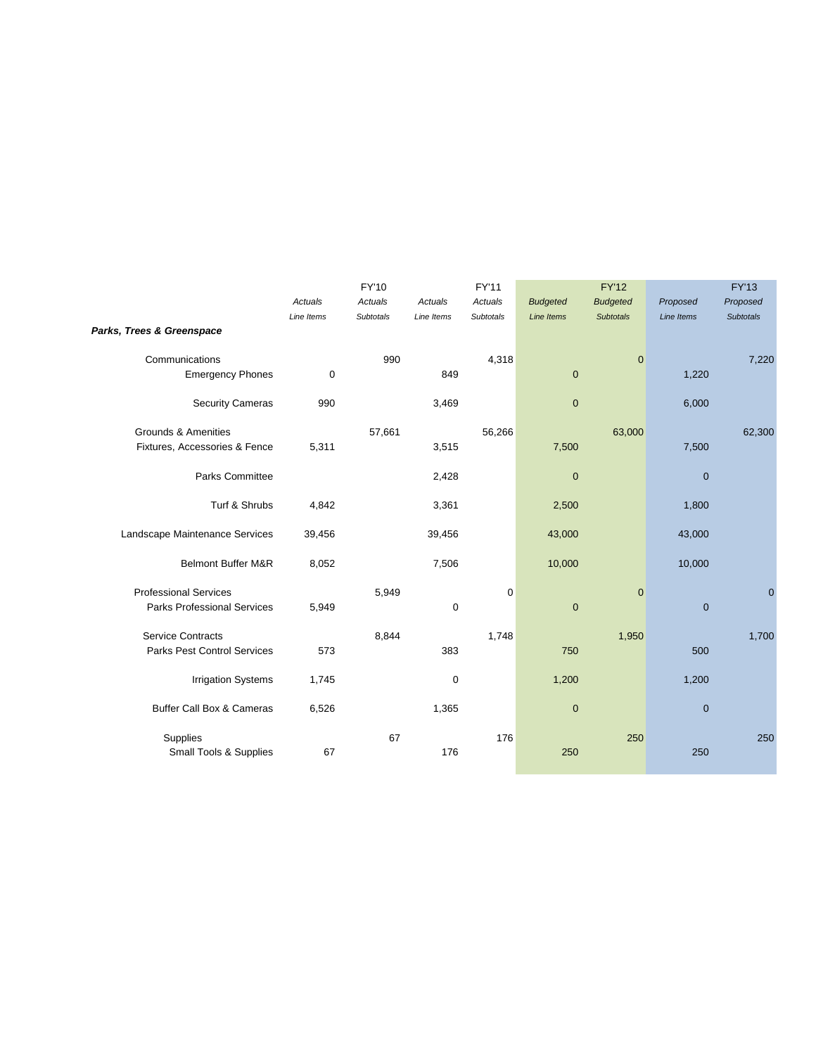| Parks, Trees & Greenspace | FY'10 Actuals Line Items | FY'10 Actuals Subtotals | FY'11 Actuals Line Items | FY'11 Actuals Subtotals | FY'12 Budgeted Line Items | FY'12 Budgeted Subtotals | FY'13 Proposed Line Items | FY'13 Proposed Subtotals |
|---|---|---|---|---|---|---|---|---|
| Communications | | 990 | | 4,318 | | 0 | | 7,220 |
| Emergency Phones | 0 | | 849 | | 0 | | 1,220 | |
| Security Cameras | 990 | | 3,469 | | 0 | | 6,000 | |
| Grounds & Amenities | | 57,661 | | 56,266 | | 63,000 | | 62,300 |
| Fixtures, Accessories & Fence | 5,311 | | 3,515 | | 7,500 | | 7,500 | |
| Parks Committee | | | 2,428 | | 0 | | 0 | |
| Turf & Shrubs | 4,842 | | 3,361 | | 2,500 | | 1,800 | |
| Landscape Maintenance Services | 39,456 | | 39,456 | | 43,000 | | 43,000 | |
| Belmont Buffer M&R | 8,052 | | 7,506 | | 10,000 | | 10,000 | |
| Professional Services | | 5,949 | | 0 | | 0 | | 0 |
| Parks Professional Services | 5,949 | | 0 | | 0 | | 0 | |
| Service Contracts | | 8,844 | | 1,748 | | 1,950 | | 1,700 |
| Parks Pest Control Services | 573 | | 383 | | 750 | | 500 | |
| Irrigation Systems | 1,745 | | 0 | | 1,200 | | 1,200 | |
| Buffer Call Box & Cameras | 6,526 | | 1,365 | | 0 | | 0 | |
| Supplies | | 67 | | 176 | | 250 | | 250 |
| Small Tools & Supplies | 67 | | 176 | | 250 | | 250 | |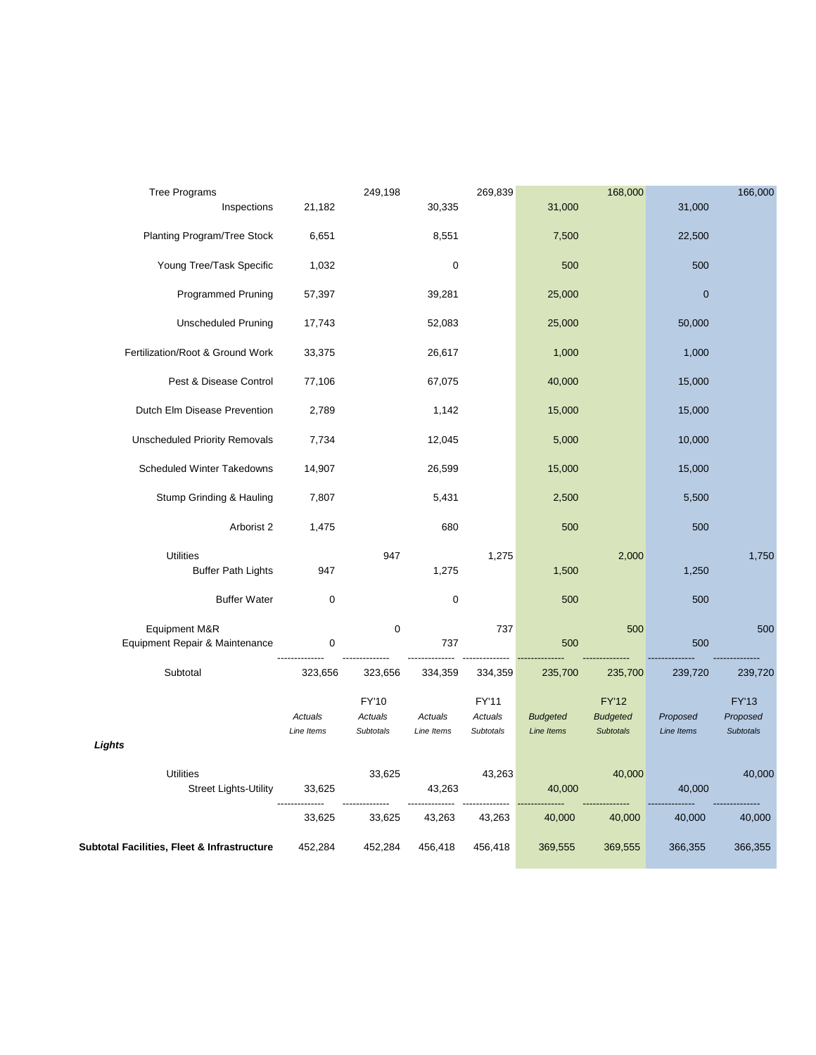| | FY'10 Actuals Line Items | FY'10 Actuals Subtotals | FY'11 Actuals Line Items | FY'11 Actuals Subtotals | FY'12 Budgeted Line Items | FY'12 Budgeted Subtotals | FY'13 Proposed Line Items | FY'13 Proposed Subtotals |
|---|---|---|---|---|---|---|---|---|
| Tree Programs | | 249,198 | | 269,839 | | 168,000 | | 166,000 |
| Inspections | 21,182 | | 30,335 | | 31,000 | | 31,000 | |
| Planting Program/Tree Stock | 6,651 | | 8,551 | | 7,500 | | 22,500 | |
| Young Tree/Task Specific | 1,032 | | 0 | | 500 | | 500 | |
| Programmed Pruning | 57,397 | | 39,281 | | 25,000 | | 0 | |
| Unscheduled Pruning | 17,743 | | 52,083 | | 25,000 | | 50,000 | |
| Fertilization/Root & Ground Work | 33,375 | | 26,617 | | 1,000 | | 1,000 | |
| Pest & Disease Control | 77,106 | | 67,075 | | 40,000 | | 15,000 | |
| Dutch Elm Disease Prevention | 2,789 | | 1,142 | | 15,000 | | 15,000 | |
| Unscheduled Priority Removals | 7,734 | | 12,045 | | 5,000 | | 10,000 | |
| Scheduled Winter Takedowns | 14,907 | | 26,599 | | 15,000 | | 15,000 | |
| Stump Grinding & Hauling | 7,807 | | 5,431 | | 2,500 | | 5,500 | |
| Arborist 2 | 1,475 | | 680 | | 500 | | 500 | |
| Utilities | | 947 | | 1,275 | | 2,000 | | 1,750 |
| Buffer Path Lights | 947 | | 1,275 | | 1,500 | | 1,250 | |
| Buffer Water | 0 | | 0 | | 500 | | 500 | |
| Equipment M&R | | 0 | | 737 | | 500 | | 500 |
| Equipment Repair & Maintenance | 0 | | 737 | | 500 | | 500 | |
| Subtotal | 323,656 | 323,656 | 334,359 | 334,359 | 235,700 | 235,700 | 239,720 | 239,720 |

| ***Lights*** | FY'10 *Actuals* *Line Items* | FY'10 *Actuals* *Subtotals* | FY'11 *Actuals* *Line Items* | FY'11 *Actuals* *Subtotals* | FY'12 *Budgeted* *Line Items* | FY'12 *Budgeted* *Subtotals* | FY'13 *Proposed* *Line Items* | FY'13 *Proposed* *Subtotals* |
|---|---|---|---|---|---|---|---|---|
| Utilities | | 33,625 | | 43,263 | | 40,000 | | 40,000 |
| Street Lights-Utility | 33,625 | | 43,263 | | 40,000 | | 40,000 | |
| | 33,625 | 33,625 | 43,263 | 43,263 | 40,000 | 40,000 | 40,000 | 40,000 |
| **Subtotal Facilities, Fleet & Infrastructure** | 452,284 | 452,284 | 456,418 | 456,418 | 369,555 | 369,555 | 366,355 | 366,355 |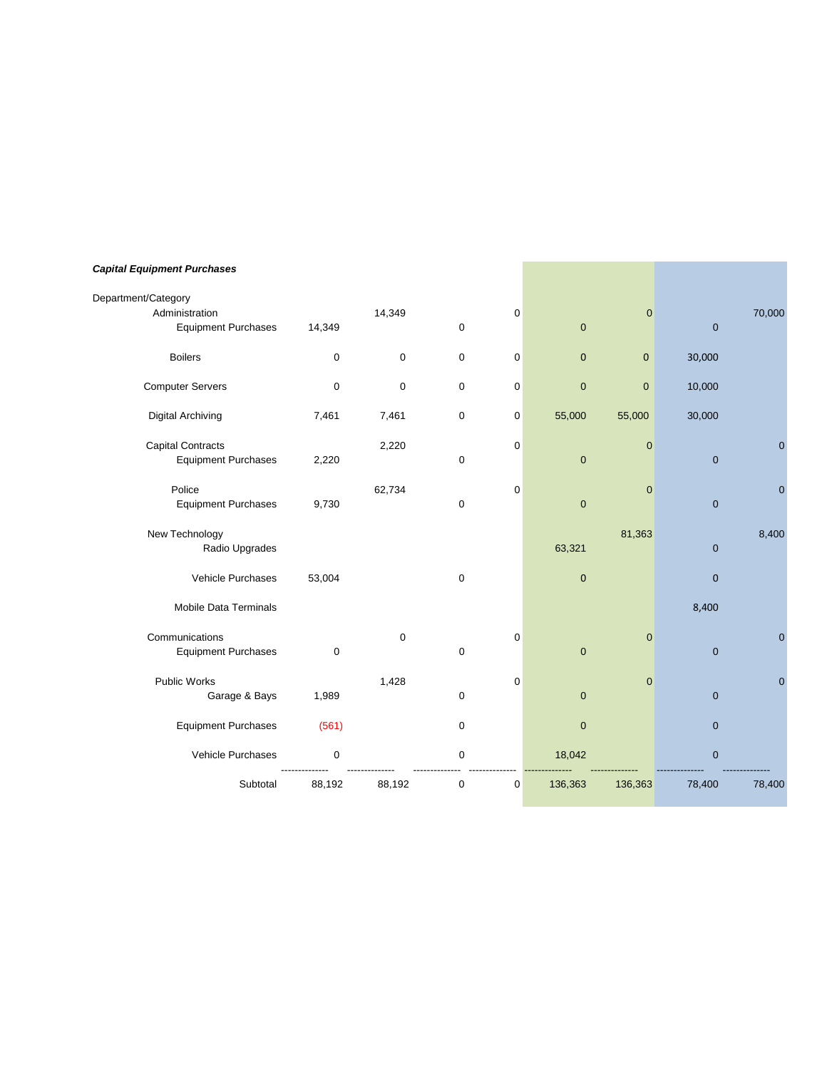***Capital Equipment Purchases***

| Department/Category | | | | | | | | |
|---|---|---|---|---|---|---|---|---|
| Administration | | 14,349 | | 0 | | 0 | | 70,000 |
| Equipment Purchases | 14,349 | | 0 | | 0 | | 0 | |
| Boilers | 0 | 0 | 0 | 0 | 0 | 0 | 30,000 | |
| Computer Servers | 0 | 0 | 0 | 0 | 0 | 0 | 10,000 | |
| Digital Archiving | 7,461 | 7,461 | 0 | 0 | 55,000 | 55,000 | 30,000 | |
| Capital Contracts | | 2,220 | | 0 | | 0 | | 0 |
| Equipment Purchases | 2,220 | | 0 | | 0 | | 0 | |
| Police | | 62,734 | | 0 | | 0 | | 0 |
| Equipment Purchases | 9,730 | | 0 | | 0 | | 0 | |
| New Technology | | | | | | 81,363 | | 8,400 |
| Radio Upgrades | | | | | 63,321 | | 0 | |
| Vehicle Purchases | 53,004 | | 0 | | 0 | | 0 | |
| Mobile Data Terminals | | | | | | | 8,400 | |
| Communications | | 0 | | 0 | | 0 | | 0 |
| Equipment Purchases | 0 | | 0 | | 0 | | 0 | |
| Public Works | | 1,428 | | 0 | | 0 | | 0 |
| Garage & Bays | 1,989 | | 0 | | 0 | | 0 | |
| Equipment Purchases | (561) | | 0 | | 0 | | 0 | |
| Vehicle Purchases | 0 | | 0 | | 18,042 | | 0 | |
| Subtotal | 88,192 | 88,192 | 0 | 0 | 136,363 | 136,363 | 78,400 | 78,400 |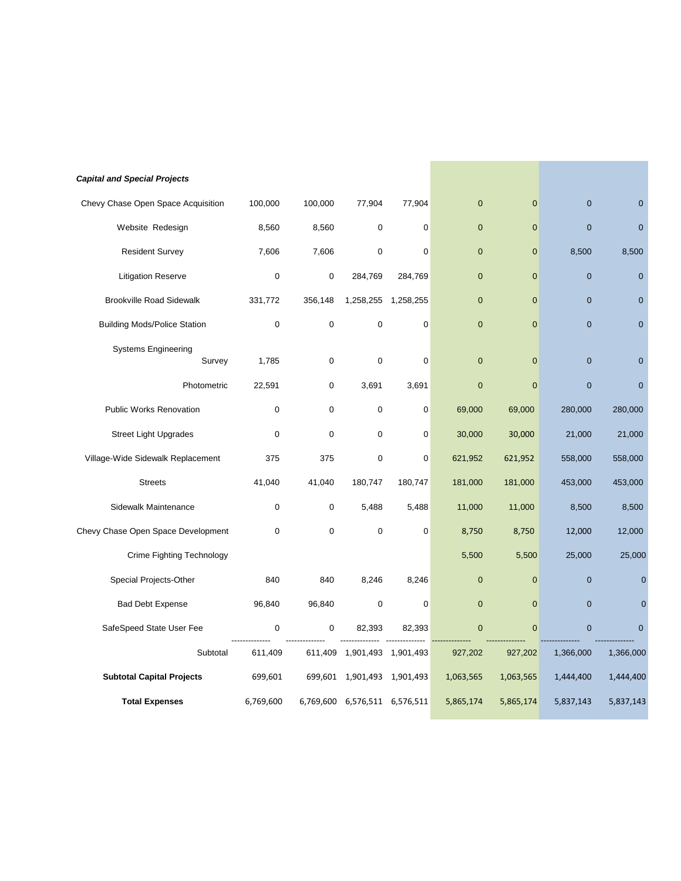| | | | | | | | | |
|---|---|---|---|---|---|---|---|---|
| ***Capital and Special Projects*** | | | | | | | | |
| Chevy Chase Open Space Acquisition | 100,000 | 100,000 | 77,904 | 77,904 | 0 | 0 | 0 | 0 |
| Website Redesign | 8,560 | 8,560 | 0 | 0 | 0 | 0 | 0 | 0 |
| Resident Survey | 7,606 | 7,606 | 0 | 0 | 0 | 0 | 8,500 | 8,500 |
| Litigation Reserve | 0 | 0 | 284,769 | 284,769 | 0 | 0 | 0 | 0 |
| Brookville Road Sidewalk | 331,772 | 356,148 | 1,258,255 | 1,258,255 | 0 | 0 | 0 | 0 |
| Building Mods/Police Station | 0 | 0 | 0 | 0 | 0 | 0 | 0 | 0 |
| Systems Engineering | | | | | | | | |
| Survey | 1,785 | 0 | 0 | 0 | 0 | 0 | 0 | 0 |
| Photometric | 22,591 | 0 | 3,691 | 3,691 | 0 | 0 | 0 | 0 |
| Public Works Renovation | 0 | 0 | 0 | 0 | 69,000 | 69,000 | 280,000 | 280,000 |
| Street Light Upgrades | 0 | 0 | 0 | 0 | 30,000 | 30,000 | 21,000 | 21,000 |
| Village-Wide Sidewalk Replacement | 375 | 375 | 0 | 0 | 621,952 | 621,952 | 558,000 | 558,000 |
| Streets | 41,040 | 41,040 | 180,747 | 180,747 | 181,000 | 181,000 | 453,000 | 453,000 |
| Sidewalk Maintenance | 0 | 0 | 5,488 | 5,488 | 11,000 | 11,000 | 8,500 | 8,500 |
| Chevy Chase Open Space Development | 0 | 0 | 0 | 0 | 8,750 | 8,750 | 12,000 | 12,000 |
| Crime Fighting Technology | | | | | 5,500 | 5,500 | 25,000 | 25,000 |
| Special Projects-Other | 840 | 840 | 8,246 | 8,246 | 0 | 0 | 0 | 0 |
| Bad Debt Expense | 96,840 | 96,840 | 0 | 0 | 0 | 0 | 0 | 0 |
| SafeSpeed State User Fee | 0 | 0 | 82,393 | 82,393 | 0 | 0 | 0 | 0 |
| | -------------- | -------------- | -------------- | -------------- | -------------- | -------------- | -------------- | -------------- |
| Subtotal | 611,409 | 611,409 | 1,901,493 | 1,901,493 | 927,202 | 927,202 | 1,366,000 | 1,366,000 |
| **Subtotal Capital Projects** | 699,601 | 699,601 | 1,901,493 | 1,901,493 | 1,063,565 | 1,063,565 | 1,444,400 | 1,444,400 |
| **Total Expenses** | 6,769,600 | 6,769,600 | 6,576,511 | 6,576,511 | 5,865,174 | 5,865,174 | 5,837,143 | 5,837,143 |